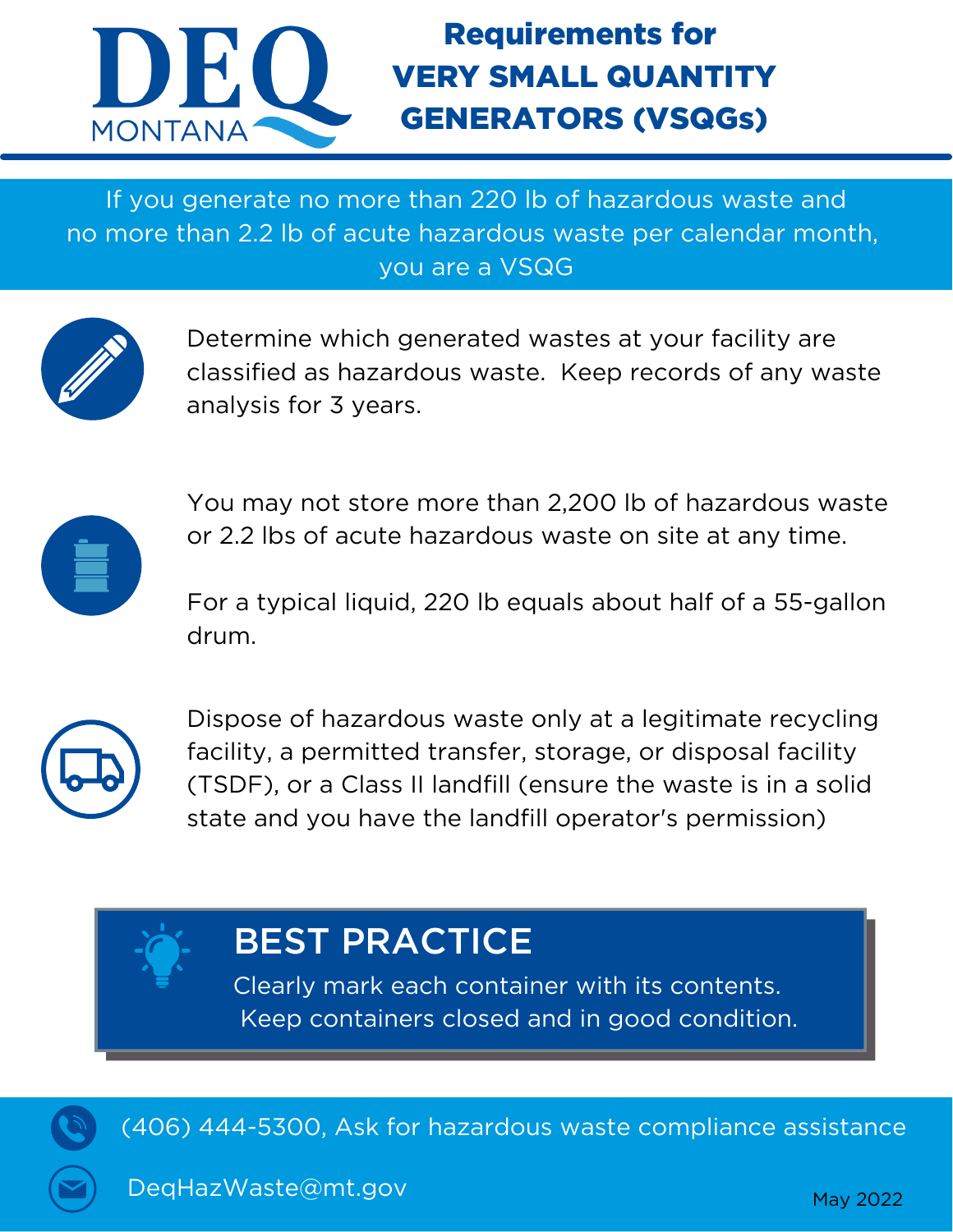DEQ MONTANA

# Requirements for VERY SMALL QUANTITY GENERATORS (VSQGs)

If you generate no more than 220 lb of hazardous waste and no more than 2.2 lb of acute hazardous waste per calendar month, you are a VSQG

Determine which generated wastes at your facility are classified as hazardous waste. Keep records of any waste analysis for 3 years.

You may not store more than 2,200 lb of hazardous waste or 2.2 lbs of acute hazardous waste on site at any time.

For a typical liquid, 220 lb equals about half of a 55-gallon drum.

Dispose of hazardous waste only at a legitimate recycling facility, a permitted transfer, storage, or disposal facility (TSDF), or a Class II landfill (ensure the waste is in a solid state and you have the landfill operator's permission)

## BEST PRACTICE

Clearly mark each container with its contents. Keep containers closed and in good condition.

(406) 444-5300, Ask for hazardous waste compliance assistance

DeqHazWaste@mt.gov

May 2022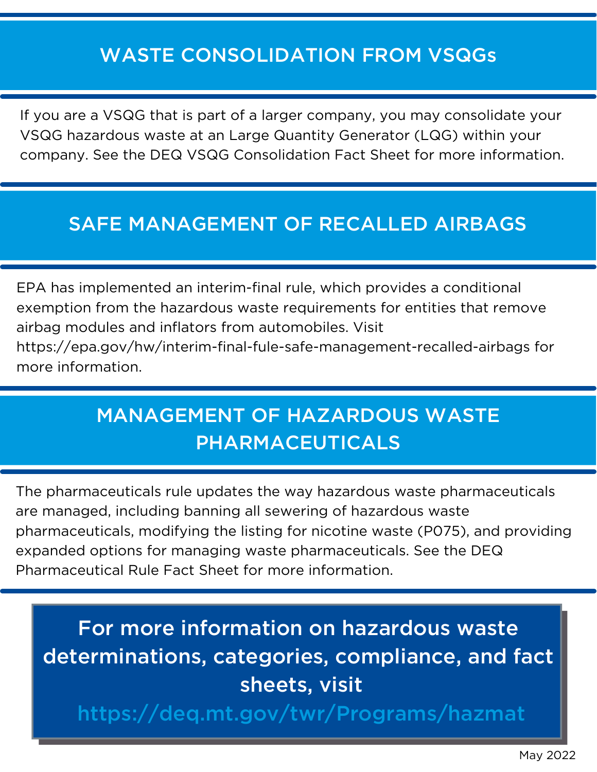## WASTE CONSOLIDATION FROM VSQGs

If you are a VSQG that is part of a larger company, you may consolidate your VSQG hazardous waste at an Large Quantity Generator (LQG) within your company. See the DEQ VSQG Consolidation Fact Sheet for more information.

## SAFE MANAGEMENT OF RECALLED AIRBAGS

EPA has implemented an interim-final rule, which provides a conditional exemption from the hazardous waste requirements for entities that remove airbag modules and inflators from automobiles. Visit https://epa.gov/hw/interim-final-fule-safe-management-recalled-airbags for more information.

## MANAGEMENT OF HAZARDOUS WASTE PHARMACEUTICALS

The pharmaceuticals rule updates the way hazardous waste pharmaceuticals are managed, including banning all sewering of hazardous waste pharmaceuticals, modifying the listing for nicotine waste (P075), and providing expanded options for managing waste pharmaceuticals. See the DEQ Pharmaceutical Rule Fact Sheet for more information.

**For more information on hazardous waste determinations, categories, compliance, and fact sheets, visit**

**https://deq.mt.gov/twr/Programs/hazmat**

May 2022